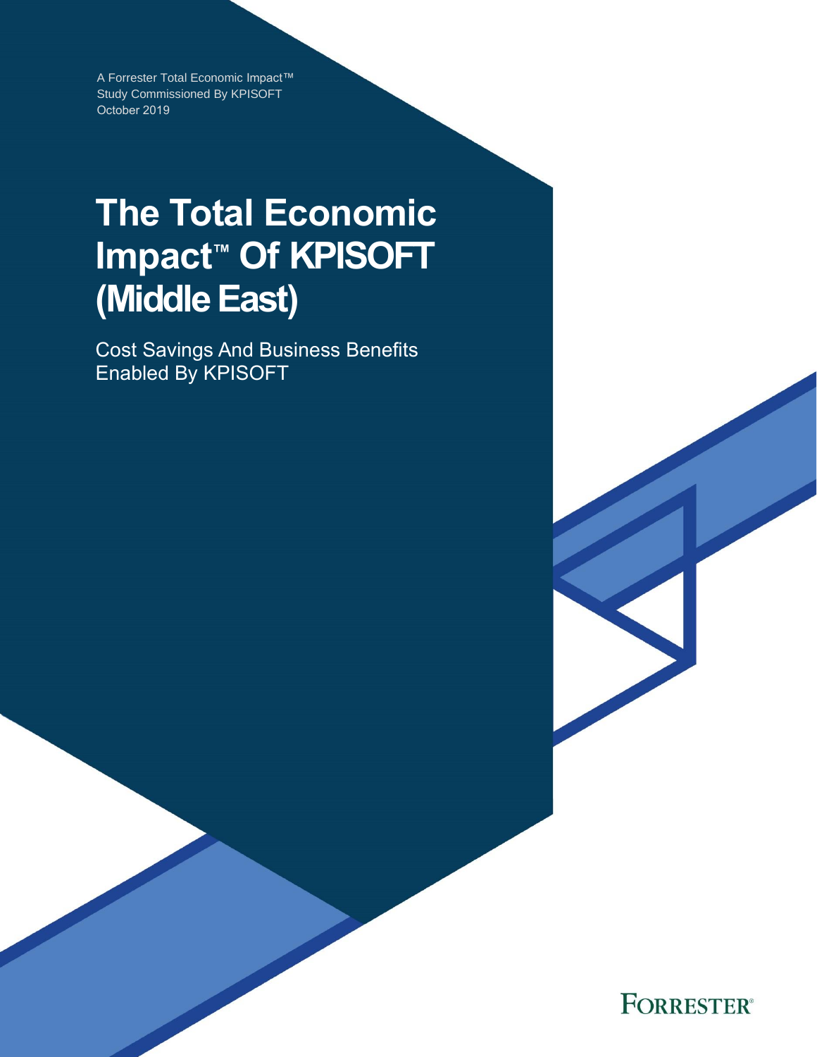A Forrester Total Economic Impact™ Study Commissioned By KPISOFT October 2019

# The Total Economic Impact™ Of KPISOFT (Middle East)

Cost Savings And Business Benefits Enabled By KPISOFT

FORRESTER®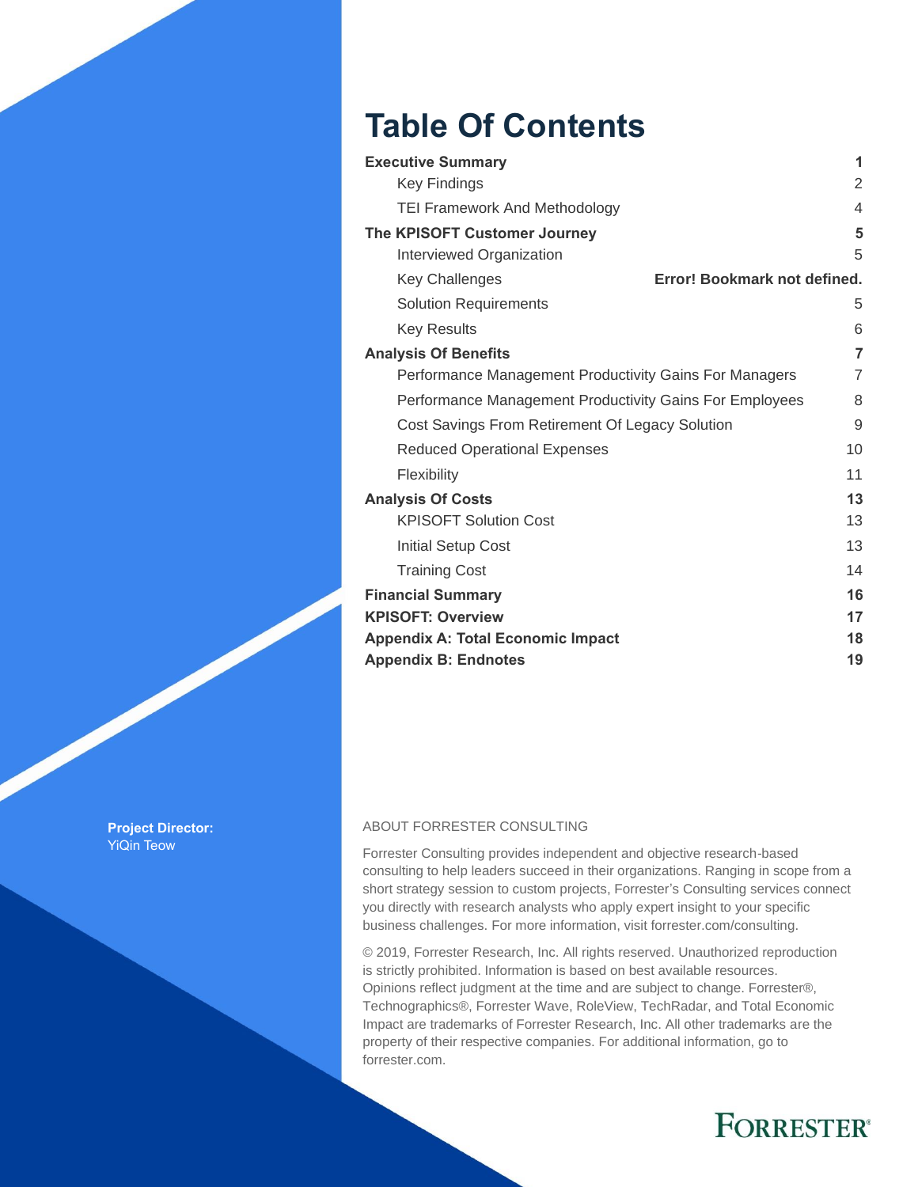# Table Of Contents

| | |
|---|---|
| **Executive Summary** | **1** |
| Key Findings | 2 |
| TEI Framework And Methodology | 4 |
| **The KPISOFT Customer Journey** | **5** |
| Interviewed Organization | 5 |
| Key Challenges | **Error! Bookmark not defined.** |
| Solution Requirements | 5 |
| Key Results | 6 |
| **Analysis Of Benefits** | **7** |
| Performance Management Productivity Gains For Managers | 7 |
| Performance Management Productivity Gains For Employees | 8 |
| Cost Savings From Retirement Of Legacy Solution | 9 |
| Reduced Operational Expenses | 10 |
| Flexibility | 11 |
| **Analysis Of Costs** | **13** |
| KPISOFT Solution Cost | 13 |
| Initial Setup Cost | 13 |
| Training Cost | 14 |
| **Financial Summary** | **16** |
| **KPISOFT: Overview** | **17** |
| **Appendix A: Total Economic Impact** | **18** |
| **Appendix B: Endnotes** | **19** |

**Project Director:**
YiQin Teow

ABOUT FORRESTER CONSULTING

Forrester Consulting provides independent and objective research-based consulting to help leaders succeed in their organizations. Ranging in scope from a short strategy session to custom projects, Forrester's Consulting services connect you directly with research analysts who apply expert insight to your specific business challenges. For more information, visit forrester.com/consulting.

© 2019, Forrester Research, Inc. All rights reserved. Unauthorized reproduction is strictly prohibited. Information is based on best available resources. Opinions reflect judgment at the time and are subject to change. Forrester®, Technographics®, Forrester Wave, RoleView, TechRadar, and Total Economic Impact are trademarks of Forrester Research, Inc. All other trademarks are the property of their respective companies. For additional information, go to forrester.com.

FORRESTER®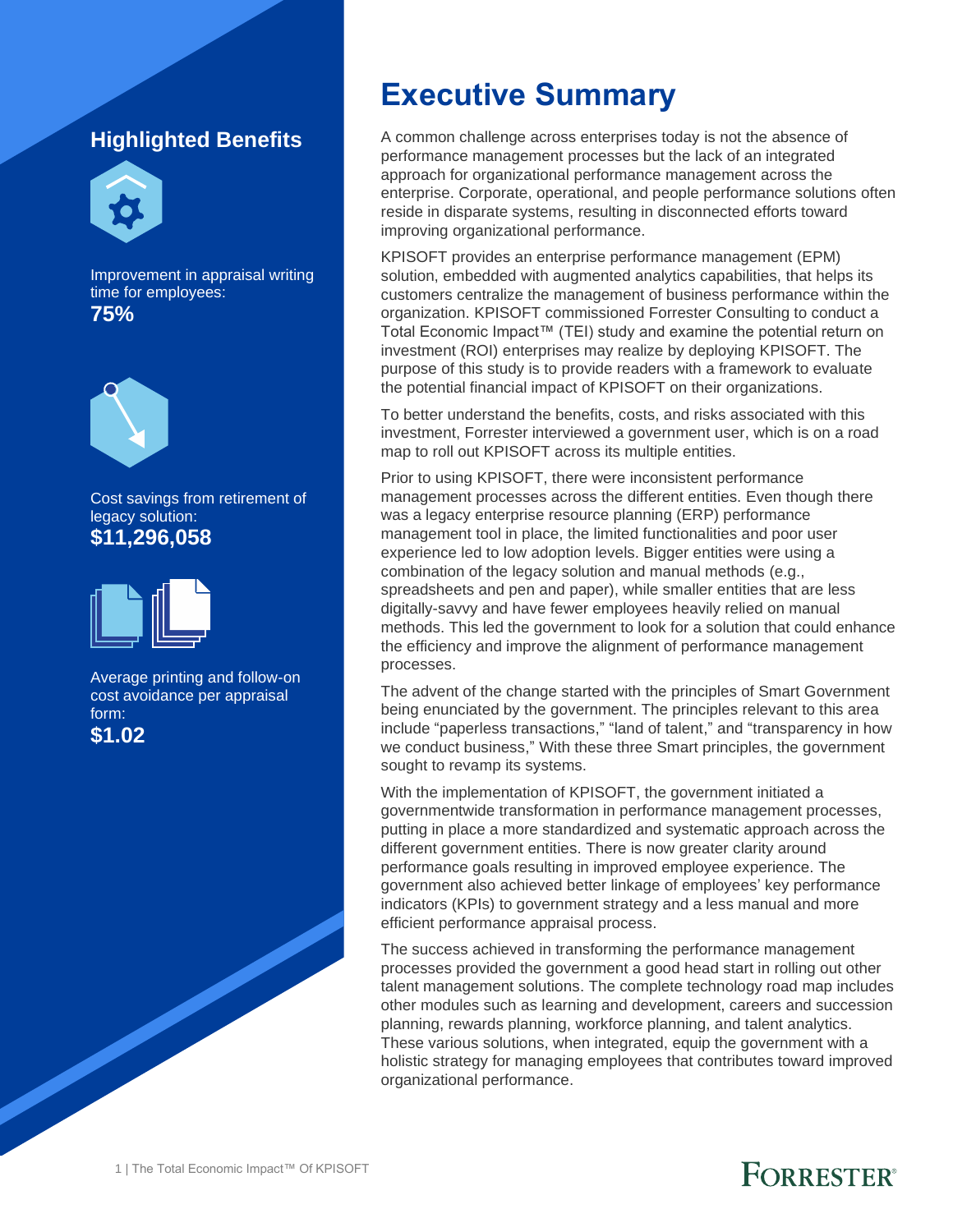## Highlighted Benefits

Improvement in appraisal writing time for employees:
**75%**

Cost savings from retirement of legacy solution:
**$11,296,058**

Average printing and follow-on cost avoidance per appraisal form:
**$1.02**

# Executive Summary

A common challenge across enterprises today is not the absence of performance management processes but the lack of an integrated approach for organizational performance management across the enterprise. Corporate, operational, and people performance solutions often reside in disparate systems, resulting in disconnected efforts toward improving organizational performance.

KPISOFT provides an enterprise performance management (EPM) solution, embedded with augmented analytics capabilities, that helps its customers centralize the management of business performance within the organization. KPISOFT commissioned Forrester Consulting to conduct a Total Economic Impact™ (TEI) study and examine the potential return on investment (ROI) enterprises may realize by deploying KPISOFT. The purpose of this study is to provide readers with a framework to evaluate the potential financial impact of KPISOFT on their organizations.

To better understand the benefits, costs, and risks associated with this investment, Forrester interviewed a government user, which is on a road map to roll out KPISOFT across its multiple entities.

Prior to using KPISOFT, there were inconsistent performance management processes across the different entities. Even though there was a legacy enterprise resource planning (ERP) performance management tool in place, the limited functionalities and poor user experience led to low adoption levels. Bigger entities were using a combination of the legacy solution and manual methods (e.g., spreadsheets and pen and paper), while smaller entities that are less digitally-savvy and have fewer employees heavily relied on manual methods. This led the government to look for a solution that could enhance the efficiency and improve the alignment of performance management processes.

The advent of the change started with the principles of Smart Government being enunciated by the government. The principles relevant to this area include "paperless transactions," "land of talent," and "transparency in how we conduct business," With these three Smart principles, the government sought to revamp its systems.

With the implementation of KPISOFT, the government initiated a governmentwide transformation in performance management processes, putting in place a more standardized and systematic approach across the different government entities. There is now greater clarity around performance goals resulting in improved employee experience. The government also achieved better linkage of employees' key performance indicators (KPIs) to government strategy and a less manual and more efficient performance appraisal process.

The success achieved in transforming the performance management processes provided the government a good head start in rolling out other talent management solutions. The complete technology road map includes other modules such as learning and development, careers and succession planning, rewards planning, workforce planning, and talent analytics. These various solutions, when integrated, equip the government with a holistic strategy for managing employees that contributes toward improved organizational performance.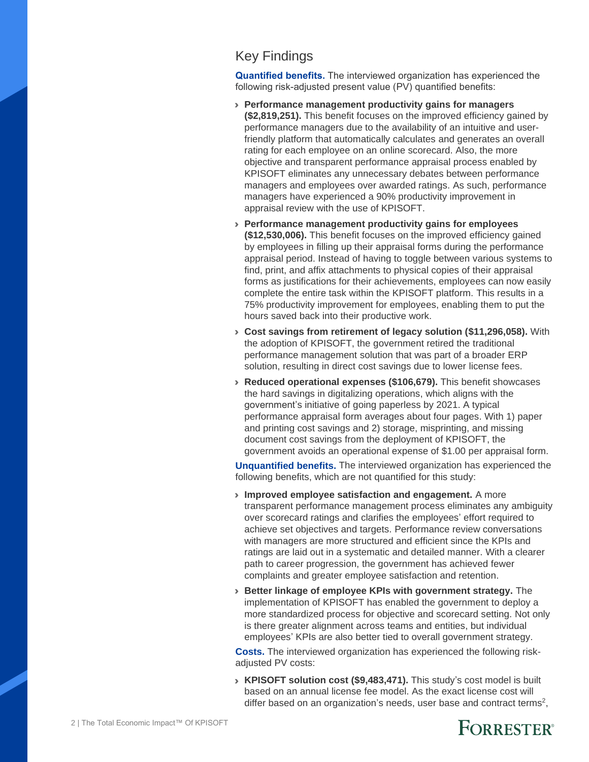## Key Findings

**Quantified benefits.** The interviewed organization has experienced the following risk-adjusted present value (PV) quantified benefits:

- **Performance management productivity gains for managers ($2,819,251).** This benefit focuses on the improved efficiency gained by performance managers due to the availability of an intuitive and user-friendly platform that automatically calculates and generates an overall rating for each employee on an online scorecard. Also, the more objective and transparent performance appraisal process enabled by KPISOFT eliminates any unnecessary debates between performance managers and employees over awarded ratings. As such, performance managers have experienced a 90% productivity improvement in appraisal review with the use of KPISOFT.
- **Performance management productivity gains for employees ($12,530,006).** This benefit focuses on the improved efficiency gained by employees in filling up their appraisal forms during the performance appraisal period. Instead of having to toggle between various systems to find, print, and affix attachments to physical copies of their appraisal forms as justifications for their achievements, employees can now easily complete the entire task within the KPISOFT platform. This results in a 75% productivity improvement for employees, enabling them to put the hours saved back into their productive work.
- **Cost savings from retirement of legacy solution ($11,296,058).** With the adoption of KPISOFT, the government retired the traditional performance management solution that was part of a broader ERP solution, resulting in direct cost savings due to lower license fees.
- **Reduced operational expenses ($106,679).** This benefit showcases the hard savings in digitalizing operations, which aligns with the government's initiative of going paperless by 2021. A typical performance appraisal form averages about four pages. With 1) paper and printing cost savings and 2) storage, misprinting, and missing document cost savings from the deployment of KPISOFT, the government avoids an operational expense of $1.00 per appraisal form.

**Unquantified benefits.** The interviewed organization has experienced the following benefits, which are not quantified for this study:

- **Improved employee satisfaction and engagement.** A more transparent performance management process eliminates any ambiguity over scorecard ratings and clarifies the employees' effort required to achieve set objectives and targets. Performance review conversations with managers are more structured and efficient since the KPIs and ratings are laid out in a systematic and detailed manner. With a clearer path to career progression, the government has achieved fewer complaints and greater employee satisfaction and retention.
- **Better linkage of employee KPIs with government strategy.** The implementation of KPISOFT has enabled the government to deploy a more standardized process for objective and scorecard setting. Not only is there greater alignment across teams and entities, but individual employees' KPIs are also better tied to overall government strategy.

**Costs.** The interviewed organization has experienced the following risk-adjusted PV costs:

- **KPISOFT solution cost ($9,483,471).** This study's cost model is built based on an annual license fee model. As the exact license cost will differ based on an organization's needs, user base and contract terms[2],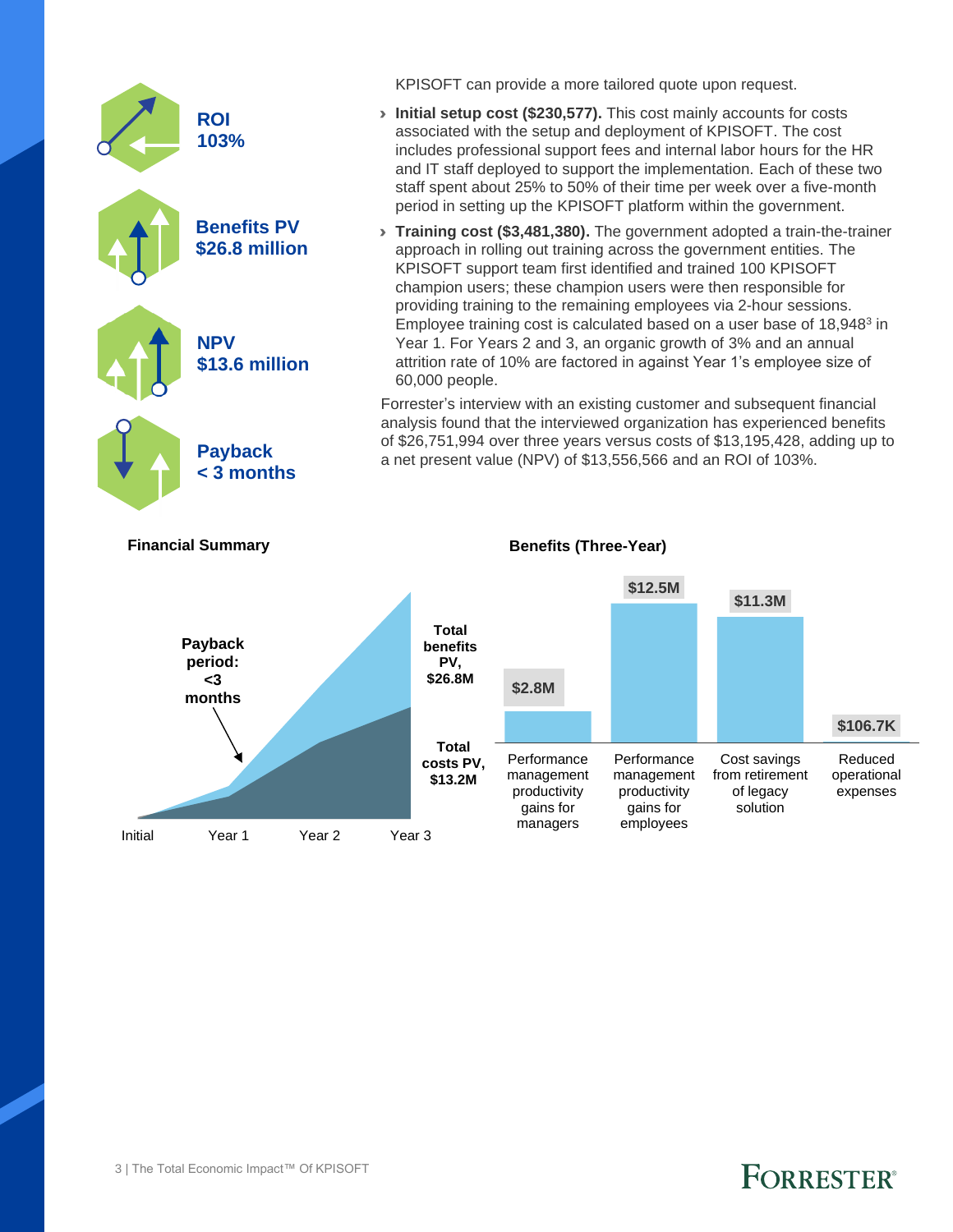**ROI**
**103%**

**Benefits PV**
**$26.8 million**

**NPV**
**$13.6 million**

**Payback**
**< 3 months**

KPISOFT can provide a more tailored quote upon request.

- **Initial setup cost ($230,577).** This cost mainly accounts for costs associated with the setup and deployment of KPISOFT. The cost includes professional support fees and internal labor hours for the HR and IT staff deployed to support the implementation. Each of these two staff spent about 25% to 50% of their time per week over a five-month period in setting up the KPISOFT platform within the government.
- **Training cost ($3,481,380).** The government adopted a train-the-trainer approach in rolling out training across the government entities. The KPISOFT support team first identified and trained 100 KPISOFT champion users; these champion users were then responsible for providing training to the remaining employees via 2-hour sessions. Employee training cost is calculated based on a user base of 18,948[3] in Year 1. For Years 2 and 3, an organic growth of 3% and an annual attrition rate of 10% are factored in against Year 1's employee size of 60,000 people.

Forrester's interview with an existing customer and subsequent financial analysis found that the interviewed organization has experienced benefits of $26,751,994 over three years versus costs of $13,195,428, adding up to a net present value (NPV) of $13,556,566 and an ROI of 103%.

**Financial Summary**

Payback period: <3 months

Total benefits PV, $26.8M

Total costs PV, $13.2M

Initial | Year 1 | Year 2 | Year 3

**Benefits (Three-Year)**

| Benefit | Value |
|---|---|
| Performance management productivity gains for managers | $2.8M |
| Performance management productivity gains for employees | $12.5M |
| Cost savings from retirement of legacy solution | $11.3M |
| Reduced operational expenses | $106.7K |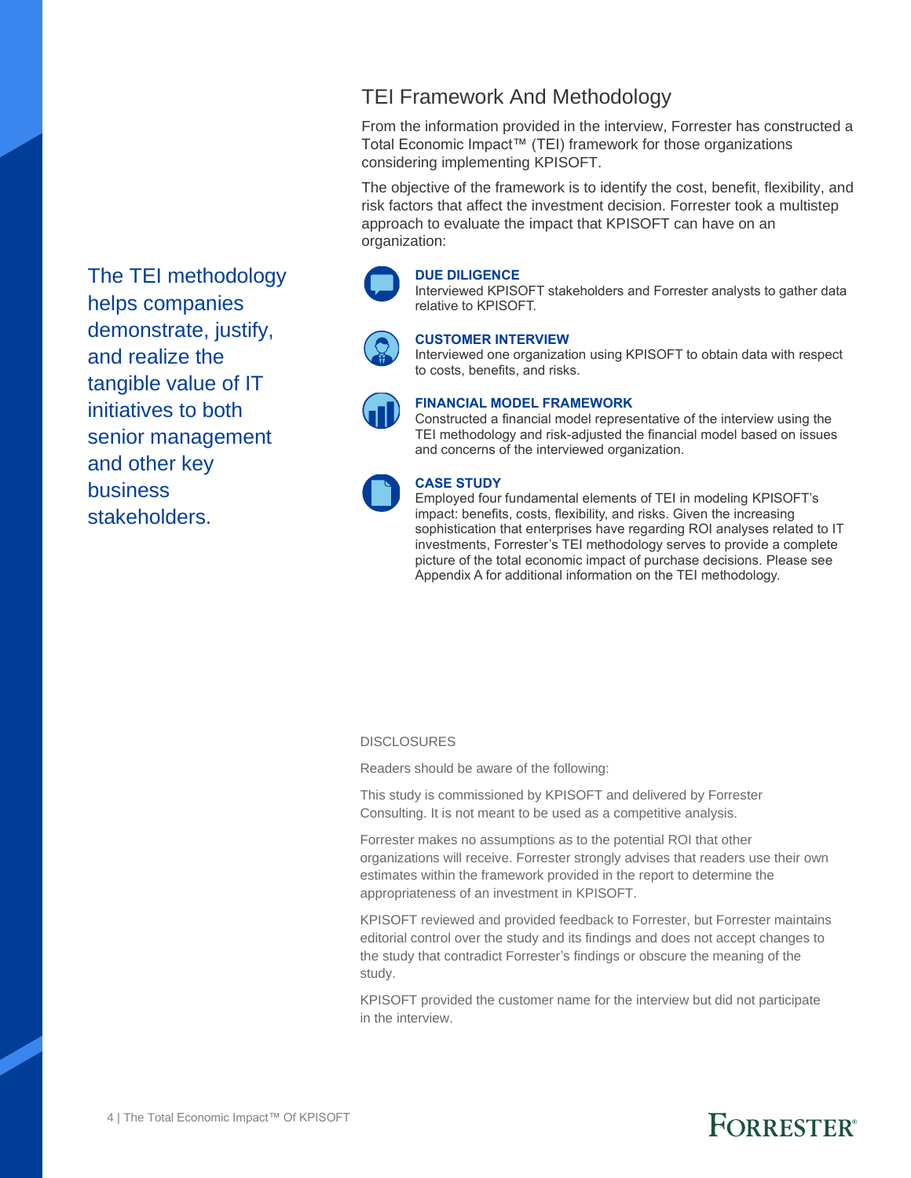## TEI Framework And Methodology

From the information provided in the interview, Forrester has constructed a Total Economic Impact™ (TEI) framework for those organizations considering implementing KPISOFT.

The objective of the framework is to identify the cost, benefit, flexibility, and risk factors that affect the investment decision. Forrester took a multistep approach to evaluate the impact that KPISOFT can have on an organization:

The TEI methodology helps companies demonstrate, justify, and realize the tangible value of IT initiatives to both senior management and other key business stakeholders.

**DUE DILIGENCE**
Interviewed KPISOFT stakeholders and Forrester analysts to gather data relative to KPISOFT.

**CUSTOMER INTERVIEW**
Interviewed one organization using KPISOFT to obtain data with respect to costs, benefits, and risks.

**FINANCIAL MODEL FRAMEWORK**
Constructed a financial model representative of the interview using the TEI methodology and risk-adjusted the financial model based on issues and concerns of the interviewed organization.

**CASE STUDY**
Employed four fundamental elements of TEI in modeling KPISOFT's impact: benefits, costs, flexibility, and risks. Given the increasing sophistication that enterprises have regarding ROI analyses related to IT investments, Forrester's TEI methodology serves to provide a complete picture of the total economic impact of purchase decisions. Please see Appendix A for additional information on the TEI methodology.

DISCLOSURES

Readers should be aware of the following:

This study is commissioned by KPISOFT and delivered by Forrester Consulting. It is not meant to be used as a competitive analysis.

Forrester makes no assumptions as to the potential ROI that other organizations will receive. Forrester strongly advises that readers use their own estimates within the framework provided in the report to determine the appropriateness of an investment in KPISOFT.

KPISOFT reviewed and provided feedback to Forrester, but Forrester maintains editorial control over the study and its findings and does not accept changes to the study that contradict Forrester's findings or obscure the meaning of the study.

KPISOFT provided the customer name for the interview but did not participate in the interview.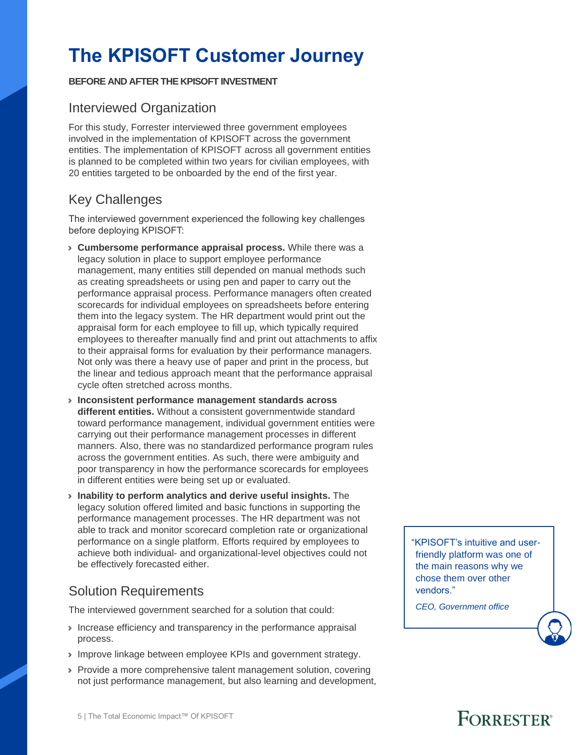# The KPISOFT Customer Journey

**BEFORE AND AFTER THE KPISOFT INVESTMENT**

## Interviewed Organization

For this study, Forrester interviewed three government employees involved in the implementation of KPISOFT across the government entities. The implementation of KPISOFT across all government entities is planned to be completed within two years for civilian employees, with 20 entities targeted to be onboarded by the end of the first year.

## Key Challenges

The interviewed government experienced the following key challenges before deploying KPISOFT:

- **Cumbersome performance appraisal process.** While there was a legacy solution in place to support employee performance management, many entities still depended on manual methods such as creating spreadsheets or using pen and paper to carry out the performance appraisal process. Performance managers often created scorecards for individual employees on spreadsheets before entering them into the legacy system. The HR department would print out the appraisal form for each employee to fill up, which typically required employees to thereafter manually find and print out attachments to affix to their appraisal forms for evaluation by their performance managers. Not only was there a heavy use of paper and print in the process, but the linear and tedious approach meant that the performance appraisal cycle often stretched across months.
- **Inconsistent performance management standards across different entities.** Without a consistent governmentwide standard toward performance management, individual government entities were carrying out their performance management processes in different manners. Also, there was no standardized performance program rules across the government entities. As such, there were ambiguity and poor transparency in how the performance scorecards for employees in different entities were being set up or evaluated.
- **Inability to perform analytics and derive useful insights.** The legacy solution offered limited and basic functions in supporting the performance management processes. The HR department was not able to track and monitor scorecard completion rate or organizational performance on a single platform. Efforts required by employees to achieve both individual- and organizational-level objectives could not be effectively forecasted either.

> "KPISOFT's intuitive and user-friendly platform was one of the main reasons why we chose them over other vendors."
>
> *CEO, Government office*

## Solution Requirements

The interviewed government searched for a solution that could:

- Increase efficiency and transparency in the performance appraisal process.
- Improve linkage between employee KPIs and government strategy.
- Provide a more comprehensive talent management solution, covering not just performance management, but also learning and development,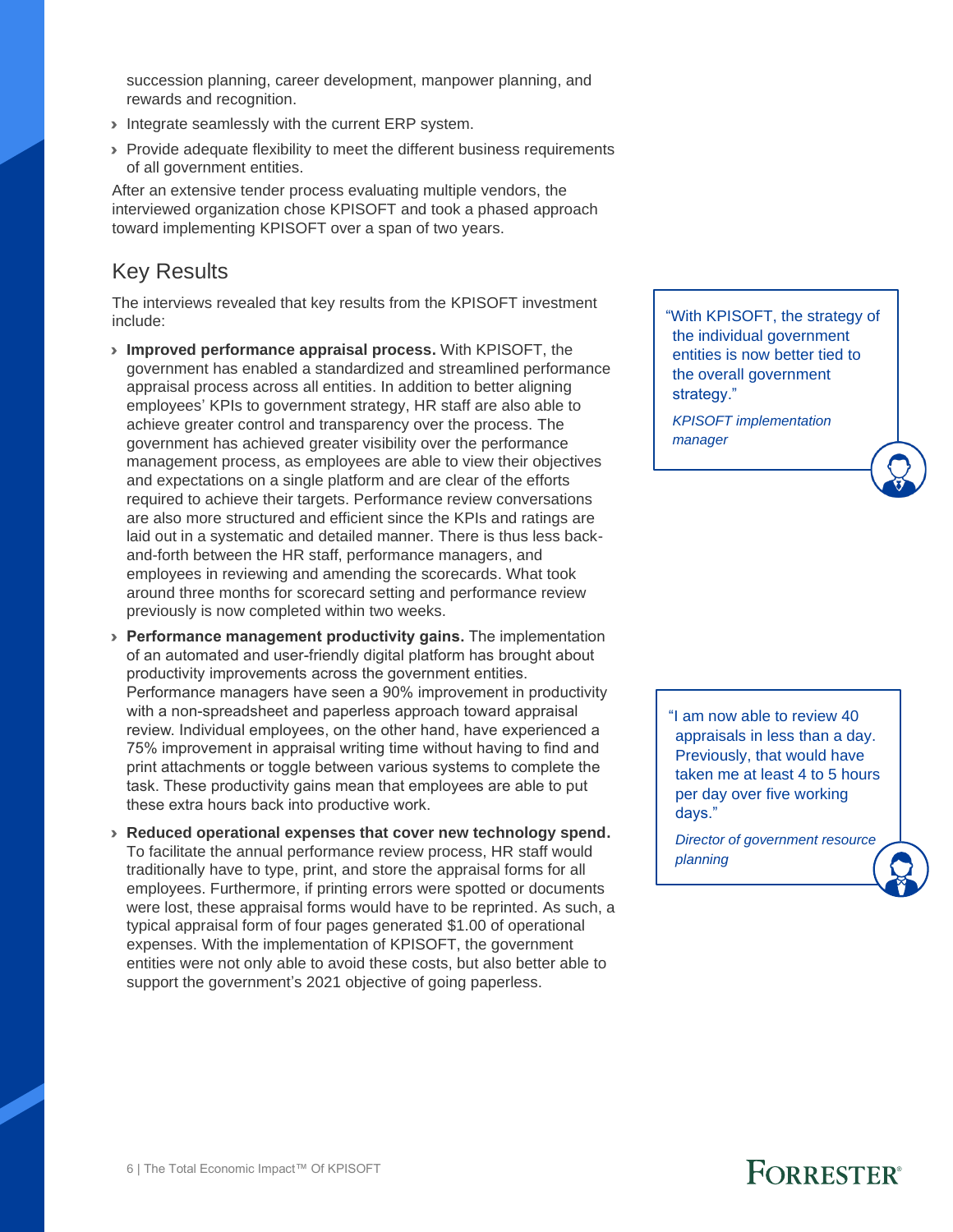succession planning, career development, manpower planning, and rewards and recognition.

- Integrate seamlessly with the current ERP system.
- Provide adequate flexibility to meet the different business requirements of all government entities.

After an extensive tender process evaluating multiple vendors, the interviewed organization chose KPISOFT and took a phased approach toward implementing KPISOFT over a span of two years.

## Key Results

The interviews revealed that key results from the KPISOFT investment include:

- **Improved performance appraisal process.** With KPISOFT, the government has enabled a standardized and streamlined performance appraisal process across all entities. In addition to better aligning employees' KPIs to government strategy, HR staff are also able to achieve greater control and transparency over the process. The government has achieved greater visibility over the performance management process, as employees are able to view their objectives and expectations on a single platform and are clear of the efforts required to achieve their targets. Performance review conversations are also more structured and efficient since the KPIs and ratings are laid out in a systematic and detailed manner. There is thus less back-and-forth between the HR staff, performance managers, and employees in reviewing and amending the scorecards. What took around three months for scorecard setting and performance review previously is now completed within two weeks.
- **Performance management productivity gains.** The implementation of an automated and user-friendly digital platform has brought about productivity improvements across the government entities. Performance managers have seen a 90% improvement in productivity with a non-spreadsheet and paperless approach toward appraisal review. Individual employees, on the other hand, have experienced a 75% improvement in appraisal writing time without having to find and print attachments or toggle between various systems to complete the task. These productivity gains mean that employees are able to put these extra hours back into productive work.
- **Reduced operational expenses that cover new technology spend.** To facilitate the annual performance review process, HR staff would traditionally have to type, print, and store the appraisal forms for all employees. Furthermore, if printing errors were spotted or documents were lost, these appraisal forms would have to be reprinted. As such, a typical appraisal form of four pages generated $1.00 of operational expenses. With the implementation of KPISOFT, the government entities were not only able to avoid these costs, but also better able to support the government's 2021 objective of going paperless.

> "With KPISOFT, the strategy of the individual government entities is now better tied to the overall government strategy."
>
> *KPISOFT implementation manager*

> "I am now able to review 40 appraisals in less than a day. Previously, that would have taken me at least 4 to 5 hours per day over five working days."
>
> *Director of government resource planning*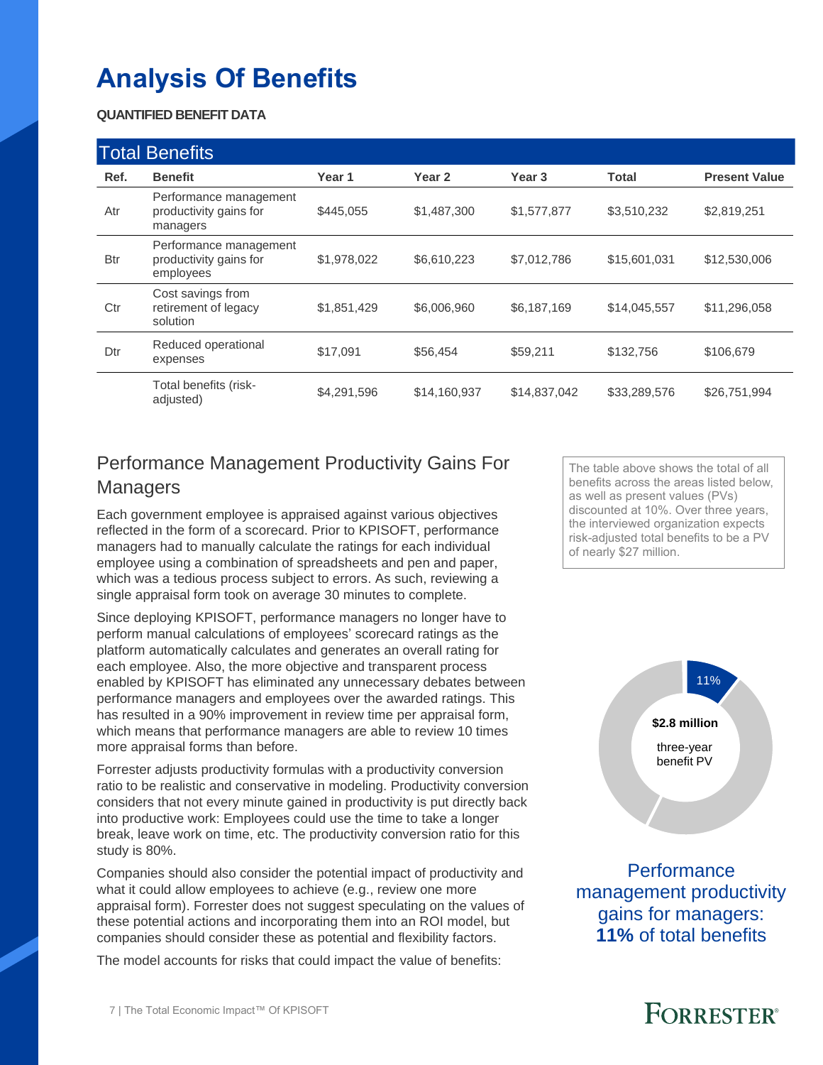# Analysis Of Benefits

**QUANTIFIED BENEFIT DATA**

| Total Benefits | | | | | | |
|---|---|---|---|---|---|---|
| **Ref.** | **Benefit** | **Year 1** | **Year 2** | **Year 3** | **Total** | **Present Value** |
| Atr | Performance management productivity gains for managers | $445,055 | $1,487,300 | $1,577,877 | $3,510,232 | $2,819,251 |
| Btr | Performance management productivity gains for employees | $1,978,022 | $6,610,223 | $7,012,786 | $15,601,031 | $12,530,006 |
| Ctr | Cost savings from retirement of legacy solution | $1,851,429 | $6,006,960 | $6,187,169 | $14,045,557 | $11,296,058 |
| Dtr | Reduced operational expenses | $17,091 | $56,454 | $59,211 | $132,756 | $106,679 |
| | Total benefits (risk-adjusted) | $4,291,596 | $14,160,937 | $14,837,042 | $33,289,576 | $26,751,994 |

The table above shows the total of all benefits across the areas listed below, as well as present values (PVs) discounted at 10%. Over three years, the interviewed organization expects risk-adjusted total benefits to be a PV of nearly $27 million.

## Performance Management Productivity Gains For Managers

Each government employee is appraised against various objectives reflected in the form of a scorecard. Prior to KPISOFT, performance managers had to manually calculate the ratings for each individual employee using a combination of spreadsheets and pen and paper, which was a tedious process subject to errors. As such, reviewing a single appraisal form took on average 30 minutes to complete.

Since deploying KPISOFT, performance managers no longer have to perform manual calculations of employees' scorecard ratings as the platform automatically calculates and generates an overall rating for each employee. Also, the more objective and transparent process enabled by KPISOFT has eliminated any unnecessary debates between performance managers and employees over the awarded ratings. This has resulted in a 90% improvement in review time per appraisal form, which means that performance managers are able to review 10 times more appraisal forms than before.

Forrester adjusts productivity formulas with a productivity conversion ratio to be realistic and conservative in modeling. Productivity conversion considers that not every minute gained in productivity is put directly back into productive work: Employees could use the time to take a longer break, leave work on time, etc. The productivity conversion ratio for this study is 80%.

Companies should also consider the potential impact of productivity and what it could allow employees to achieve (e.g., review one more appraisal form). Forrester does not suggest speculating on the values of these potential actions and incorporating them into an ROI model, but companies should consider these as potential and flexibility factors.

The model accounts for risks that could impact the value of benefits:

11%

**$2.8 million**

three-year benefit PV

Performance management productivity gains for managers: **11%** of total benefits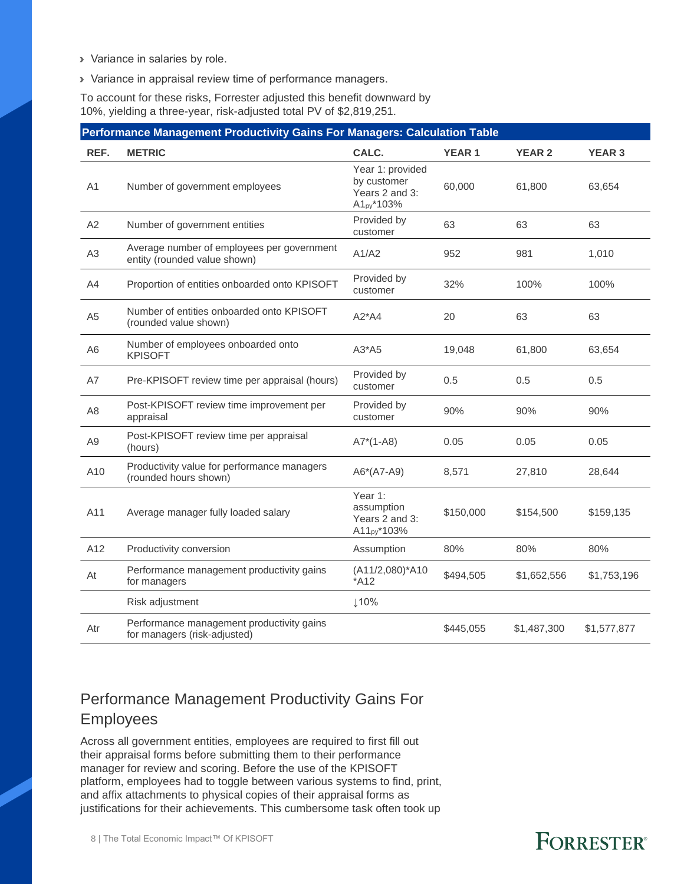- Variance in salaries by role.
- Variance in appraisal review time of performance managers.

To account for these risks, Forrester adjusted this benefit downward by 10%, yielding a three-year, risk-adjusted total PV of $2,819,251.

**Performance Management Productivity Gains For Managers: Calculation Table**

| REF. | METRIC | CALC. | YEAR 1 | YEAR 2 | YEAR 3 |
|---|---|---|---|---|---|
| A1 | Number of government employees | Year 1: provided by customer Years 2 and 3: $A1_{py}$*103% | 60,000 | 61,800 | 63,654 |
| A2 | Number of government entities | Provided by customer | 63 | 63 | 63 |
| A3 | Average number of employees per government entity (rounded value shown) | A1/A2 | 952 | 981 | 1,010 |
| A4 | Proportion of entities onboarded onto KPISOFT | Provided by customer | 32% | 100% | 100% |
| A5 | Number of entities onboarded onto KPISOFT (rounded value shown) | A2*A4 | 20 | 63 | 63 |
| A6 | Number of employees onboarded onto KPISOFT | A3*A5 | 19,048 | 61,800 | 63,654 |
| A7 | Pre-KPISOFT review time per appraisal (hours) | Provided by customer | 0.5 | 0.5 | 0.5 |
| A8 | Post-KPISOFT review time improvement per appraisal | Provided by customer | 90% | 90% | 90% |
| A9 | Post-KPISOFT review time per appraisal (hours) | A7*(1-A8) | 0.05 | 0.05 | 0.05 |
| A10 | Productivity value for performance managers (rounded hours shown) | A6*(A7-A9) | 8,571 | 27,810 | 28,644 |
| A11 | Average manager fully loaded salary | Year 1: assumption Years 2 and 3: $A11_{py}$*103% | $150,000 | $154,500 | $159,135 |
| A12 | Productivity conversion | Assumption | 80% | 80% | 80% |
| At | Performance management productivity gains for managers | (A11/2,080)*A10 *A12 | $494,505 | $1,652,556 | $1,753,196 |
| | Risk adjustment | ↓10% | | | |
| Atr | Performance management productivity gains for managers (risk-adjusted) | | $445,055 | $1,487,300 | $1,577,877 |

## Performance Management Productivity Gains For Employees

Across all government entities, employees are required to first fill out their appraisal forms before submitting them to their performance manager for review and scoring. Before the use of the KPISOFT platform, employees had to toggle between various systems to find, print, and affix attachments to physical copies of their appraisal forms as justifications for their achievements. This cumbersome task often took up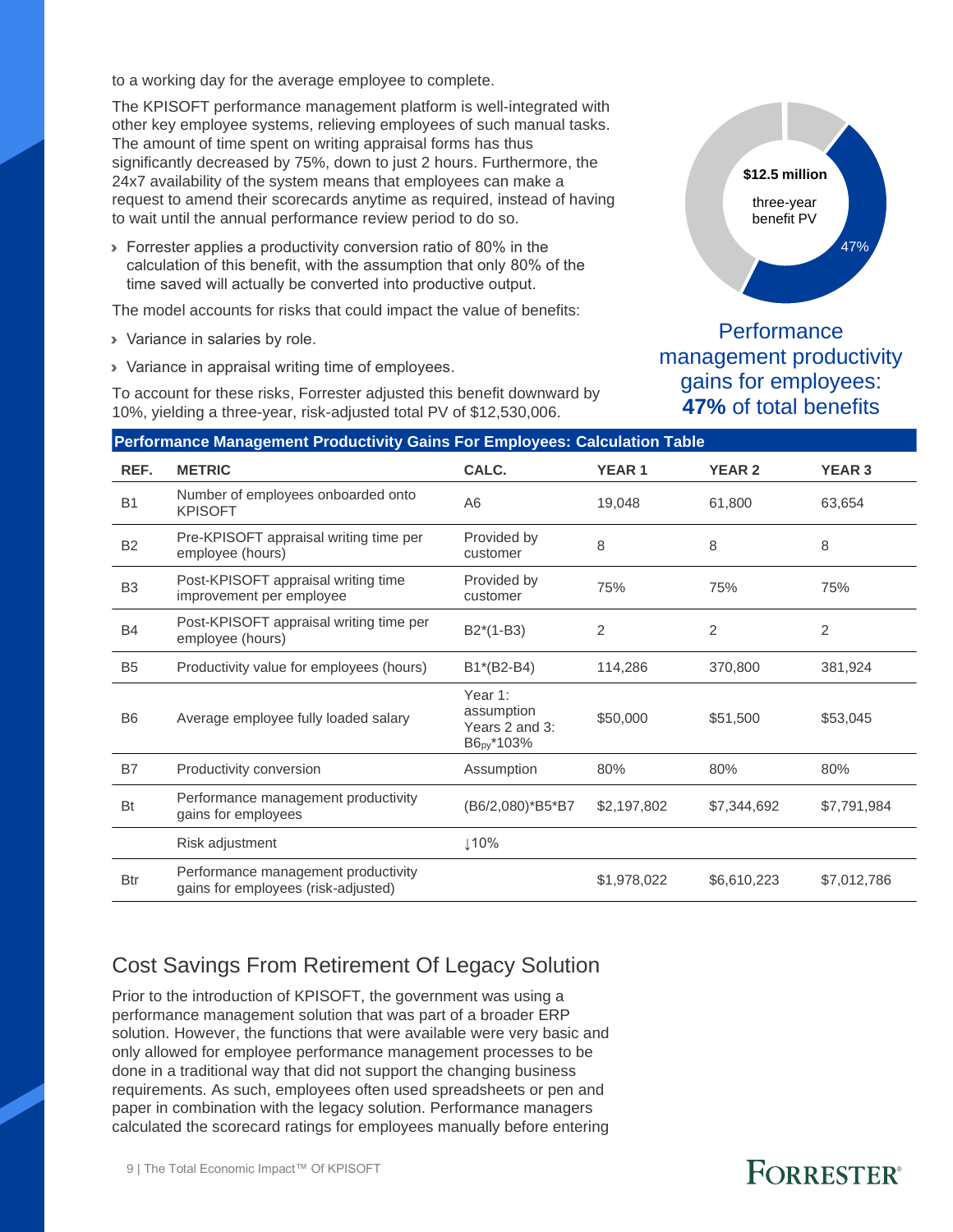to a working day for the average employee to complete.

The KPISOFT performance management platform is well-integrated with other key employee systems, relieving employees of such manual tasks. The amount of time spent on writing appraisal forms has thus significantly decreased by 75%, down to just 2 hours. Furthermore, the 24x7 availability of the system means that employees can make a request to amend their scorecards anytime as required, instead of having to wait until the annual performance review period to do so.

- Forrester applies a productivity conversion ratio of 80% in the calculation of this benefit, with the assumption that only 80% of the time saved will actually be converted into productive output.

The model accounts for risks that could impact the value of benefits:

- Variance in salaries by role.
- Variance in appraisal writing time of employees.

To account for these risks, Forrester adjusted this benefit downward by 10%, yielding a three-year, risk-adjusted total PV of $12,530,006.

**$12.5 million** three-year benefit PV

47%

Performance management productivity gains for employees: **47%** of total benefits

**Performance Management Productivity Gains For Employees: Calculation Table**

| REF. | METRIC | CALC. | YEAR 1 | YEAR 2 | YEAR 3 |
|---|---|---|---|---|---|
| B1 | Number of employees onboarded onto KPISOFT | A6 | 19,048 | 61,800 | 63,654 |
| B2 | Pre-KPISOFT appraisal writing time per employee (hours) | Provided by customer | 8 | 8 | 8 |
| B3 | Post-KPISOFT appraisal writing time improvement per employee | Provided by customer | 75% | 75% | 75% |
| B4 | Post-KPISOFT appraisal writing time per employee (hours) | B2*(1-B3) | 2 | 2 | 2 |
| B5 | Productivity value for employees (hours) | B1*(B2-B4) | 114,286 | 370,800 | 381,924 |
| B6 | Average employee fully loaded salary | Year 1: assumption Years 2 and 3: $B6_{py}$*103% | $50,000 | $51,500 | $53,045 |
| B7 | Productivity conversion | Assumption | 80% | 80% | 80% |
| Bt | Performance management productivity gains for employees | (B6/2,080)*B5*B7 | $2,197,802 | $7,344,692 | $7,791,984 |
| | Risk adjustment | ↓10% | | | |
| Btr | Performance management productivity gains for employees (risk-adjusted) | | $1,978,022 | $6,610,223 | $7,012,786 |

## Cost Savings From Retirement Of Legacy Solution

Prior to the introduction of KPISOFT, the government was using a performance management solution that was part of a broader ERP solution. However, the functions that were available were very basic and only allowed for employee performance management processes to be done in a traditional way that did not support the changing business requirements. As such, employees often used spreadsheets or pen and paper in combination with the legacy solution. Performance managers calculated the scorecard ratings for employees manually before entering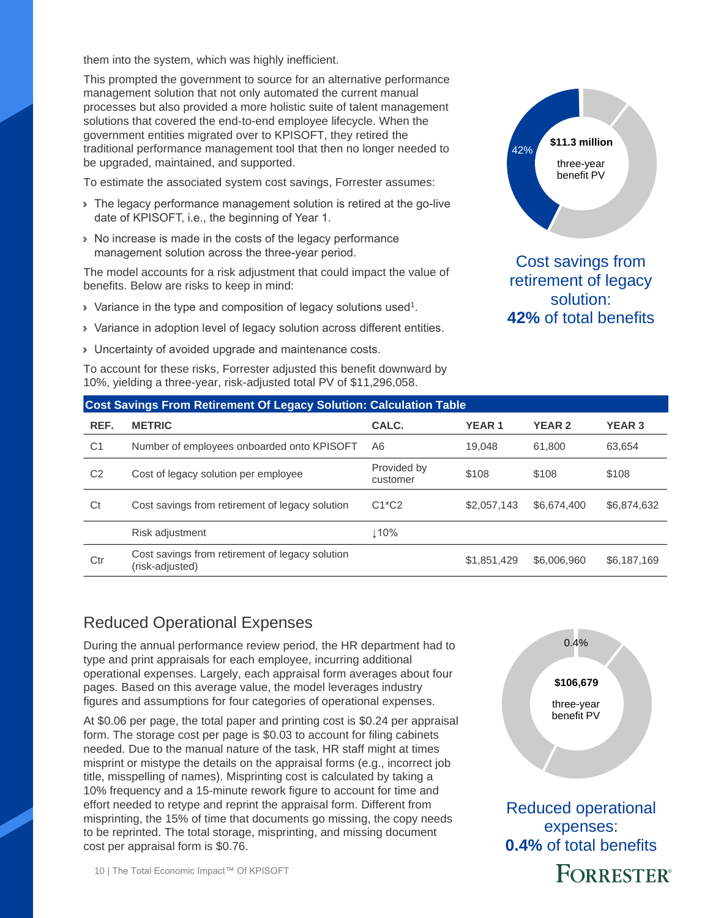them into the system, which was highly inefficient.

This prompted the government to source for an alternative performance management solution that not only automated the current manual processes but also provided a more holistic suite of talent management solutions that covered the end-to-end employee lifecycle. When the government entities migrated over to KPISOFT, they retired the traditional performance management tool that then no longer needed to be upgraded, maintained, and supported.

To estimate the associated system cost savings, Forrester assumes:

- The legacy performance management solution is retired at the go-live date of KPISOFT, i.e., the beginning of Year 1.
- No increase is made in the costs of the legacy performance management solution across the three-year period.

The model accounts for a risk adjustment that could impact the value of benefits. Below are risks to keep in mind:

- Variance in the type and composition of legacy solutions used[1].
- Variance in adoption level of legacy solution across different entities.
- Uncertainty of avoided upgrade and maintenance costs.

To account for these risks, Forrester adjusted this benefit downward by 10%, yielding a three-year, risk-adjusted total PV of $11,296,058.

42%

**$11.3 million** three-year benefit PV

Cost savings from retirement of legacy solution: **42%** of total benefits

**Cost Savings From Retirement Of Legacy Solution: Calculation Table**

| REF. | METRIC | CALC. | YEAR 1 | YEAR 2 | YEAR 3 |
|---|---|---|---|---|---|
| C1 | Number of employees onboarded onto KPISOFT | A6 | 19,048 | 61,800 | 63,654 |
| C2 | Cost of legacy solution per employee | Provided by customer | $108 | $108 | $108 |
| Ct | Cost savings from retirement of legacy solution | C1*C2 | $2,057,143 | $6,674,400 | $6,874,632 |
| | Risk adjustment | ↓10% | | | |
| Ctr | Cost savings from retirement of legacy solution (risk-adjusted) | | $1,851,429 | $6,006,960 | $6,187,169 |

## Reduced Operational Expenses

During the annual performance review period, the HR department had to type and print appraisals for each employee, incurring additional operational expenses. Largely, each appraisal form averages about four pages. Based on this average value, the model leverages industry figures and assumptions for four categories of operational expenses.

At $0.06 per page, the total paper and printing cost is $0.24 per appraisal form. The storage cost per page is $0.03 to account for filing cabinets needed. Due to the manual nature of the task, HR staff might at times misprint or mistype the details on the appraisal forms (e.g., incorrect job title, misspelling of names). Misprinting cost is calculated by taking a 10% frequency and a 15-minute rework figure to account for time and effort needed to retype and reprint the appraisal form. Different from misprinting, the 15% of time that documents go missing, the copy needs to be reprinted. The total storage, misprinting, and missing document cost per appraisal form is $0.76.

0.4%

**$106,679** three-year benefit PV

Reduced operational expenses: **0.4%** of total benefits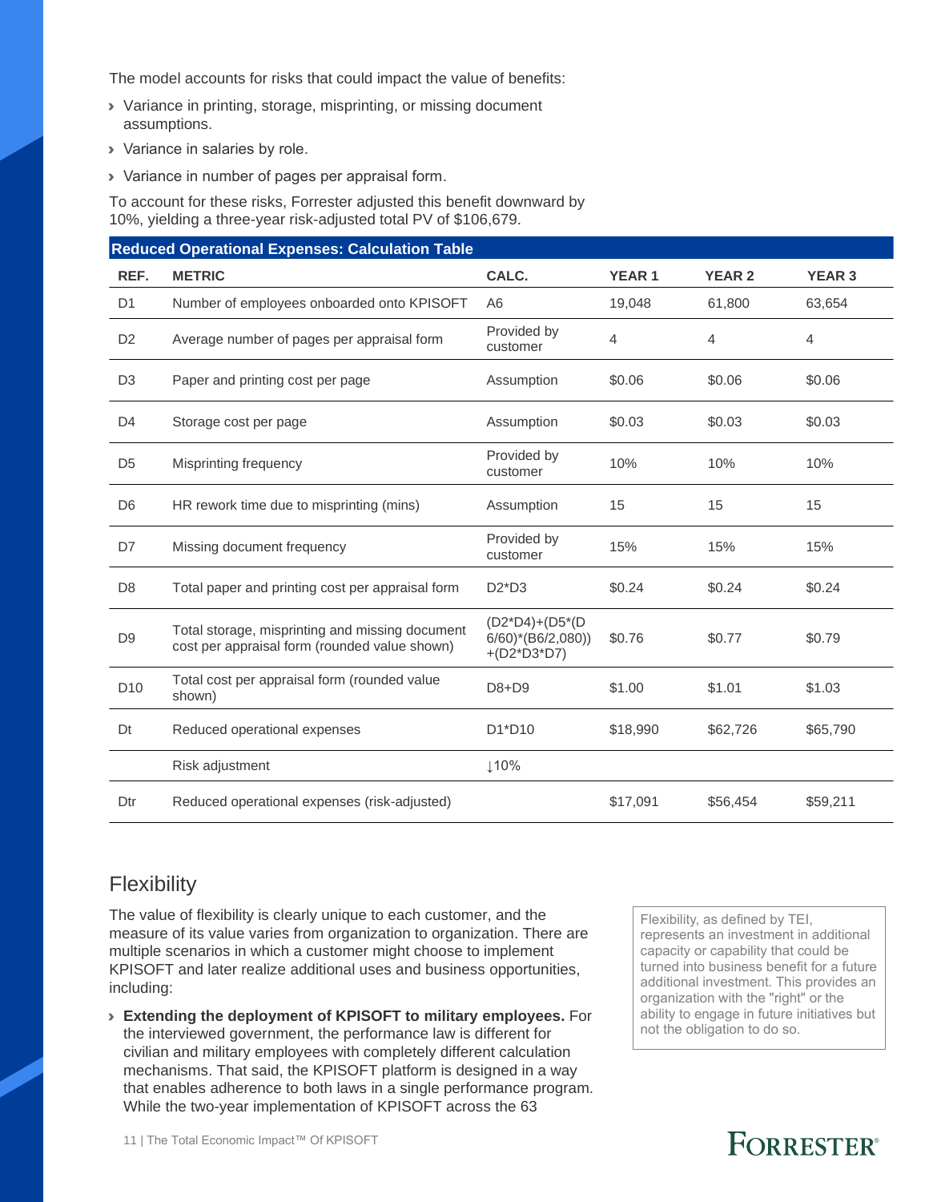The model accounts for risks that could impact the value of benefits:

- Variance in printing, storage, misprinting, or missing document assumptions.
- Variance in salaries by role.
- Variance in number of pages per appraisal form.

To account for these risks, Forrester adjusted this benefit downward by 10%, yielding a three-year risk-adjusted total PV of $106,679.

**Reduced Operational Expenses: Calculation Table**

| REF. | METRIC | CALC. | YEAR 1 | YEAR 2 | YEAR 3 |
|---|---|---|---|---|---|
| D1 | Number of employees onboarded onto KPISOFT | A6 | 19,048 | 61,800 | 63,654 |
| D2 | Average number of pages per appraisal form | Provided by customer | 4 | 4 | 4 |
| D3 | Paper and printing cost per page | Assumption | $0.06 | $0.06 | $0.06 |
| D4 | Storage cost per page | Assumption | $0.03 | $0.03 | $0.03 |
| D5 | Misprinting frequency | Provided by customer | 10% | 10% | 10% |
| D6 | HR rework time due to misprinting (mins) | Assumption | 15 | 15 | 15 |
| D7 | Missing document frequency | Provided by customer | 15% | 15% | 15% |
| D8 | Total paper and printing cost per appraisal form | D2*D3 | $0.24 | $0.24 | $0.24 |
| D9 | Total storage, misprinting and missing document cost per appraisal form (rounded value shown) | (D2*D4)+(D5*(D6/60)*(B6/2,080))+(D2*D3*D7) | $0.76 | $0.77 | $0.79 |
| D10 | Total cost per appraisal form (rounded value shown) | D8+D9 | $1.00 | $1.01 | $1.03 |
| Dt | Reduced operational expenses | D1*D10 | $18,990 | $62,726 | $65,790 |
| | Risk adjustment | ↓10% | | | |
| Dtr | Reduced operational expenses (risk-adjusted) | | $17,091 | $56,454 | $59,211 |

## Flexibility

The value of flexibility is clearly unique to each customer, and the measure of its value varies from organization to organization. There are multiple scenarios in which a customer might choose to implement KPISOFT and later realize additional uses and business opportunities, including:

- **Extending the deployment of KPISOFT to military employees.** For the interviewed government, the performance law is different for civilian and military employees with completely different calculation mechanisms. That said, the KPISOFT platform is designed in a way that enables adherence to both laws in a single performance program. While the two-year implementation of KPISOFT across the 63

Flexibility, as defined by TEI, represents an investment in additional capacity or capability that could be turned into business benefit for a future additional investment. This provides an organization with the "right" or the ability to engage in future initiatives but not the obligation to do so.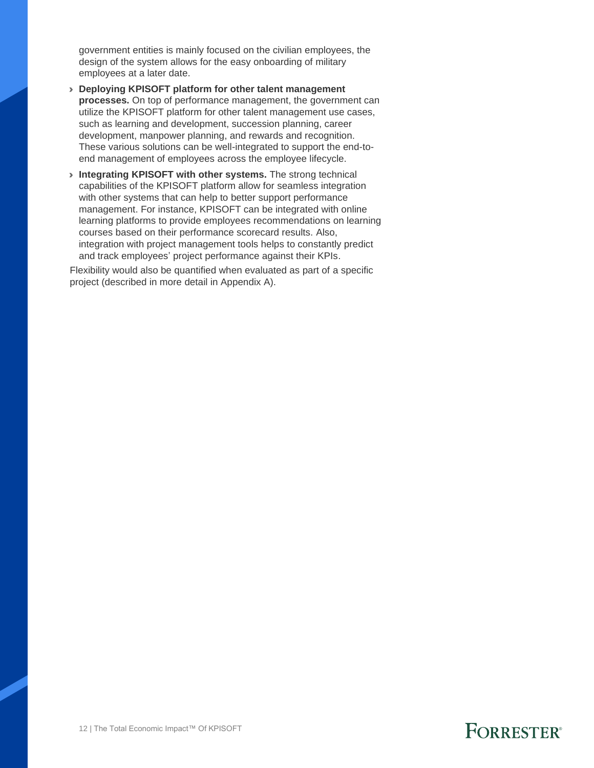government entities is mainly focused on the civilian employees, the design of the system allows for the easy onboarding of military employees at a later date.

- **Deploying KPISOFT platform for other talent management processes.** On top of performance management, the government can utilize the KPISOFT platform for other talent management use cases, such as learning and development, succession planning, career development, manpower planning, and rewards and recognition. These various solutions can be well-integrated to support the end-to-end management of employees across the employee lifecycle.
- **Integrating KPISOFT with other systems.** The strong technical capabilities of the KPISOFT platform allow for seamless integration with other systems that can help to better support performance management. For instance, KPISOFT can be integrated with online learning platforms to provide employees recommendations on learning courses based on their performance scorecard results. Also, integration with project management tools helps to constantly predict and track employees' project performance against their KPIs.

Flexibility would also be quantified when evaluated as part of a specific project (described in more detail in Appendix A).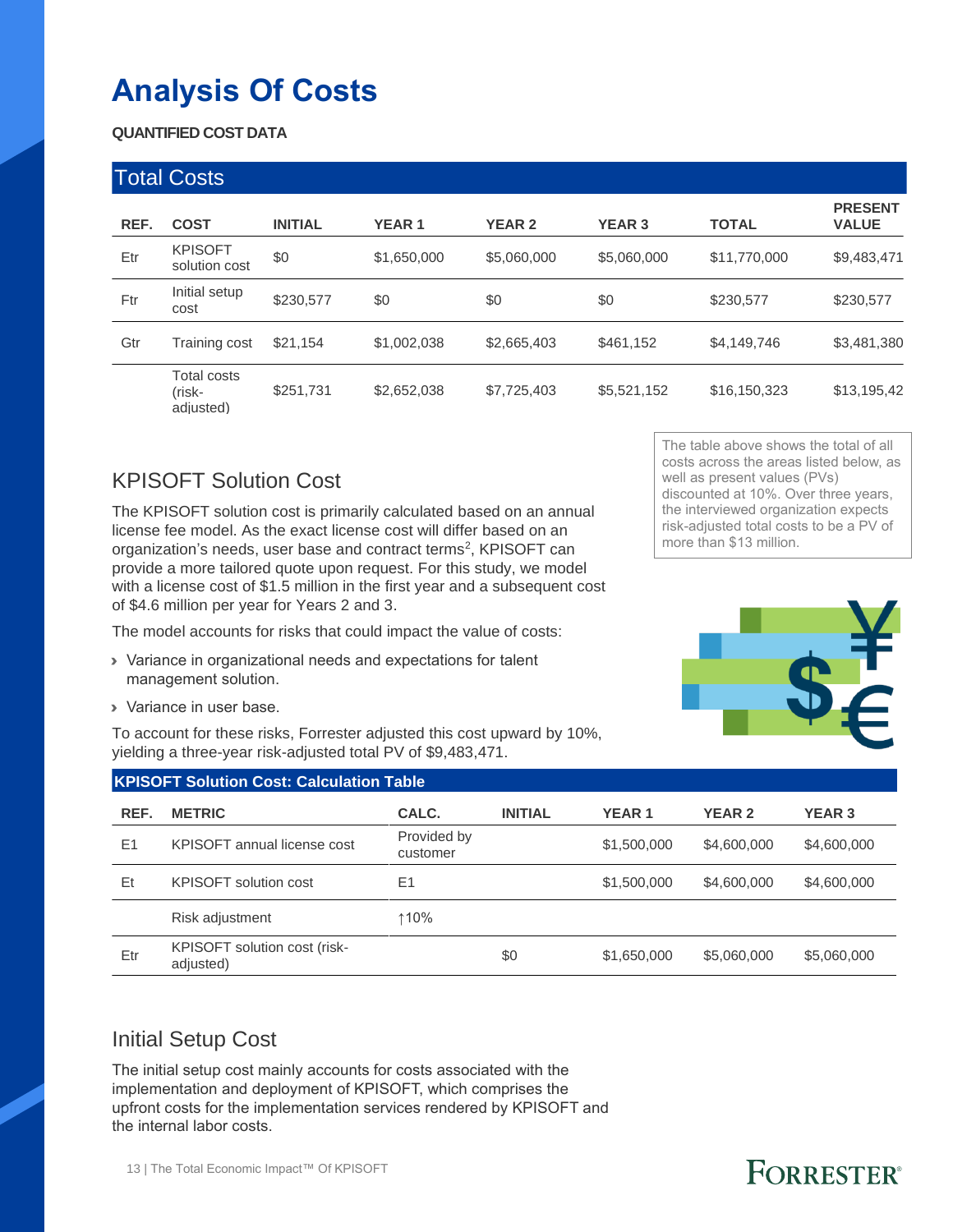# Analysis Of Costs

**QUANTIFIED COST DATA**

| Total Costs | | | | | | | |
|---|---|---|---|---|---|---|---|
| **REF.** | **COST** | **INITIAL** | **YEAR 1** | **YEAR 2** | **YEAR 3** | **TOTAL** | **PRESENT VALUE** |
| Etr | KPISOFT solution cost | $0 | $1,650,000 | $5,060,000 | $5,060,000 | $11,770,000 | $9,483,471 |
| Ftr | Initial setup cost | $230,577 | $0 | $0 | $0 | $230,577 | $230,577 |
| Gtr | Training cost | $21,154 | $1,002,038 | $2,665,403 | $461,152 | $4,149,746 | $3,481,380 |
| | Total costs (risk-adjusted) | $251,731 | $2,652,038 | $7,725,403 | $5,521,152 | $16,150,323 | $13,195,42 |

The table above shows the total of all costs across the areas listed below, as well as present values (PVs) discounted at 10%. Over three years, the interviewed organization expects risk-adjusted total costs to be a PV of more than $13 million.

## KPISOFT Solution Cost

The KPISOFT solution cost is primarily calculated based on an annual license fee model. As the exact license cost will differ based on an organization's needs, user base and contract terms[2], KPISOFT can provide a more tailored quote upon request. For this study, we model with a license cost of $1.5 million in the first year and a subsequent cost of $4.6 million per year for Years 2 and 3.

The model accounts for risks that could impact the value of costs:

- Variance in organizational needs and expectations for talent management solution.
- Variance in user base.

To account for these risks, Forrester adjusted this cost upward by 10%, yielding a three-year risk-adjusted total PV of $9,483,471.

| KPISOFT Solution Cost: Calculation Table | | | | | | |
|---|---|---|---|---|---|---|
| **REF.** | **METRIC** | **CALC.** | **INITIAL** | **YEAR 1** | **YEAR 2** | **YEAR 3** |
| E1 | KPISOFT annual license cost | Provided by customer | | $1,500,000 | $4,600,000 | $4,600,000 |
| Et | KPISOFT solution cost | E1 | | $1,500,000 | $4,600,000 | $4,600,000 |
| | Risk adjustment | ↑10% | | | | |
| Etr | KPISOFT solution cost (risk-adjusted) | | $0 | $1,650,000 | $5,060,000 | $5,060,000 |

## Initial Setup Cost

The initial setup cost mainly accounts for costs associated with the implementation and deployment of KPISOFT, which comprises the upfront costs for the implementation services rendered by KPISOFT and the internal labor costs.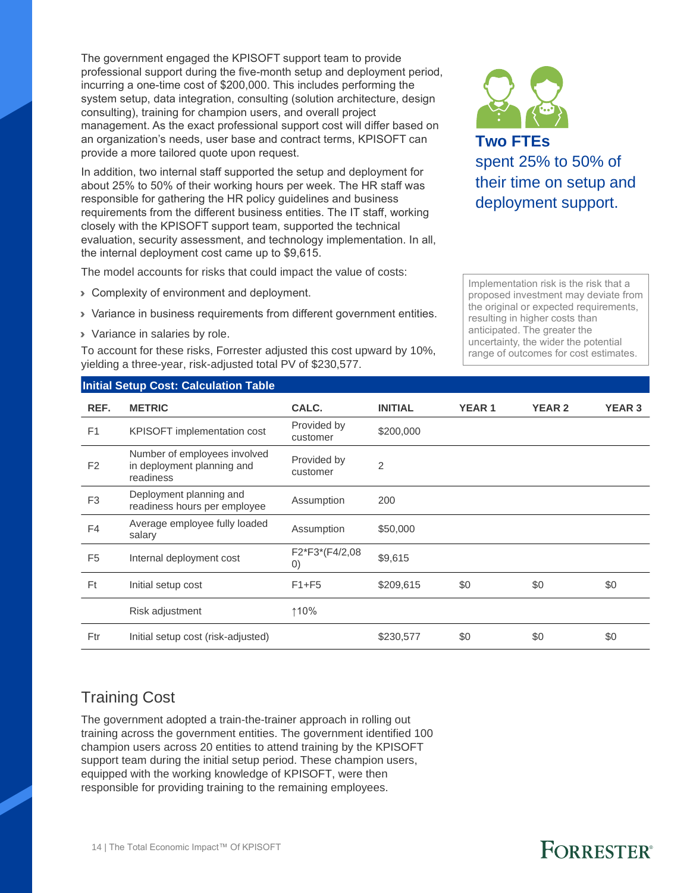The government engaged the KPISOFT support team to provide professional support during the five-month setup and deployment period, incurring a one-time cost of $200,000. This includes performing the system setup, data integration, consulting (solution architecture, design consulting), training for champion users, and overall project management. As the exact professional support cost will differ based on an organization's needs, user base and contract terms, KPISOFT can provide a more tailored quote upon request.

In addition, two internal staff supported the setup and deployment for about 25% to 50% of their working hours per week. The HR staff was responsible for gathering the HR policy guidelines and business requirements from the different business entities. The IT staff, working closely with the KPISOFT support team, supported the technical evaluation, security assessment, and technology implementation. In all, the internal deployment cost came up to $9,615.

**Two FTEs** spent 25% to 50% of their time on setup and deployment support.

The model accounts for risks that could impact the value of costs:

- Complexity of environment and deployment.
- Variance in business requirements from different government entities.
- Variance in salaries by role.

To account for these risks, Forrester adjusted this cost upward by 10%, yielding a three-year, risk-adjusted total PV of $230,577.

Implementation risk is the risk that a proposed investment may deviate from the original or expected requirements, resulting in higher costs than anticipated. The greater the uncertainty, the wider the potential range of outcomes for cost estimates.

**Initial Setup Cost: Calculation Table**

| REF. | METRIC | CALC. | INITIAL | YEAR 1 | YEAR 2 | YEAR 3 |
|---|---|---|---|---|---|---|
| F1 | KPISOFT implementation cost | Provided by customer | $200,000 | | | |
| F2 | Number of employees involved in deployment planning and readiness | Provided by customer | 2 | | | |
| F3 | Deployment planning and readiness hours per employee | Assumption | 200 | | | |
| F4 | Average employee fully loaded salary | Assumption | $50,000 | | | |
| F5 | Internal deployment cost | F2*F3*(F4/2,080) | $9,615 | | | |
| Ft | Initial setup cost | F1+F5 | $209,615 | $0 | $0 | $0 |
| | Risk adjustment | ↑10% | | | | |
| Ftr | Initial setup cost (risk-adjusted) | | $230,577 | $0 | $0 | $0 |

## Training Cost

The government adopted a train-the-trainer approach in rolling out training across the government entities. The government identified 100 champion users across 20 entities to attend training by the KPISOFT support team during the initial setup period. These champion users, equipped with the working knowledge of KPISOFT, were then responsible for providing training to the remaining employees.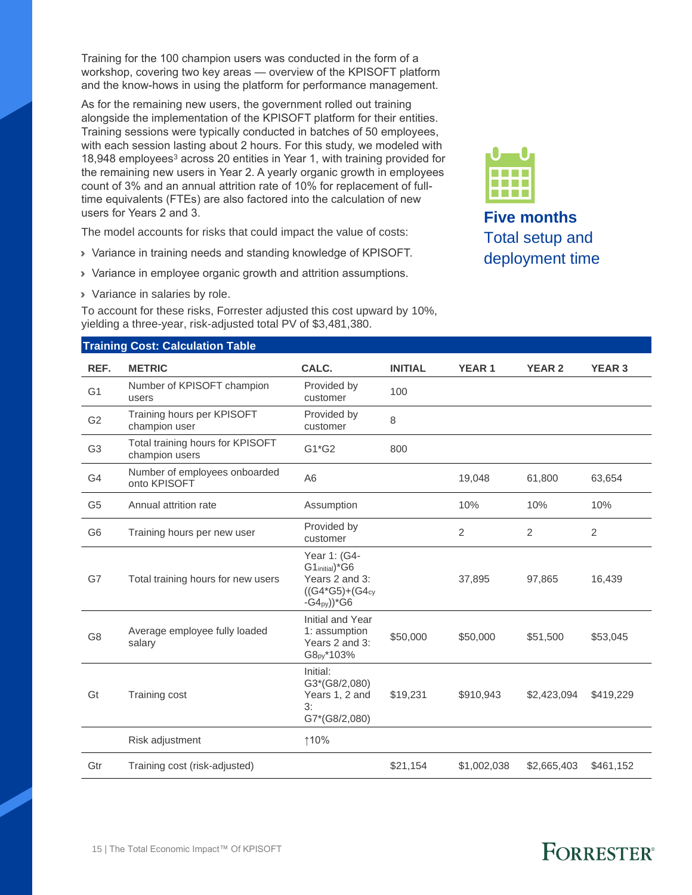Training for the 100 champion users was conducted in the form of a workshop, covering two key areas — overview of the KPISOFT platform and the know-hows in using the platform for performance management.

As for the remaining new users, the government rolled out training alongside the implementation of the KPISOFT platform for their entities. Training sessions were typically conducted in batches of 50 employees, with each session lasting about 2 hours. For this study, we modeled with 18,948 employees[3] across 20 entities in Year 1, with training provided for the remaining new users in Year 2. A yearly organic growth in employees count of 3% and an annual attrition rate of 10% for replacement of full-time equivalents (FTEs) are also factored into the calculation of new users for Years 2 and 3.

The model accounts for risks that could impact the value of costs:

- Variance in training needs and standing knowledge of KPISOFT.
- Variance in employee organic growth and attrition assumptions.
- Variance in salaries by role.

To account for these risks, Forrester adjusted this cost upward by 10%, yielding a three-year, risk-adjusted total PV of $3,481,380.

**Five months**
Total setup and deployment time

**Training Cost: Calculation Table**

| REF. | METRIC | CALC. | INITIAL | YEAR 1 | YEAR 2 | YEAR 3 |
|---|---|---|---|---|---|---|
| G1 | Number of KPISOFT champion users | Provided by customer | 100 | | | |
| G2 | Training hours per KPISOFT champion user | Provided by customer | 8 | | | |
| G3 | Total training hours for KPISOFT champion users | G1*G2 | 800 | | | |
| G4 | Number of employees onboarded onto KPISOFT | A6 | | 19,048 | 61,800 | 63,654 |
| G5 | Annual attrition rate | Assumption | | 10% | 10% | 10% |
| G6 | Training hours per new user | Provided by customer | | 2 | 2 | 2 |
| G7 | Total training hours for new users | Year 1: $(G4-G1_{initial})*G6$ Years 2 and 3: $((G4*G5)+(G4_{cy}-G4_{py}))*G6$ | | 37,895 | 97,865 | 16,439 |
| G8 | Average employee fully loaded salary | Initial and Year 1: assumption Years 2 and 3: $G8_{py}*103\%$ | $50,000 | $50,000 | $51,500 | $53,045 |
| Gt | Training cost | Initial: G3*(G8/2,080) Years 1, 2 and 3: G7*(G8/2,080) | $19,231 | $910,943 | $2,423,094 | $419,229 |
| | Risk adjustment | ↑10% | | | | |
| Gtr | Training cost (risk-adjusted) | | $21,154 | $1,002,038 | $2,665,403 | $461,152 |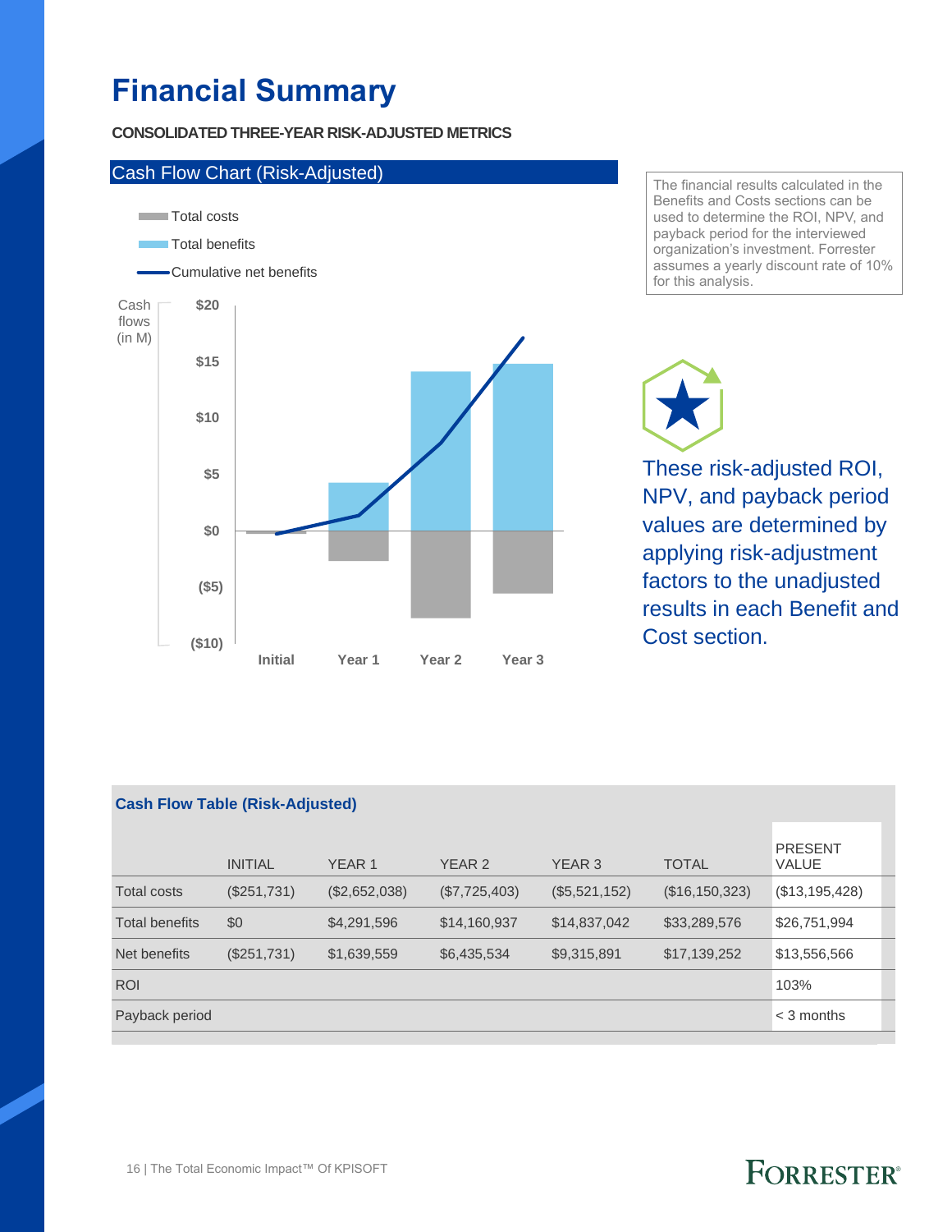# Financial Summary

**CONSOLIDATED THREE-YEAR RISK-ADJUSTED METRICS**

## Cash Flow Chart (Risk-Adjusted)

The financial results calculated in the Benefits and Costs sections can be used to determine the ROI, NPV, and payback period for the interviewed organization's investment. Forrester assumes a yearly discount rate of 10% for this analysis.

These risk-adjusted ROI, NPV, and payback period values are determined by applying risk-adjustment factors to the unadjusted results in each Benefit and Cost section.

**Cash Flow Table (Risk-Adjusted)**

| | INITIAL | YEAR 1 | YEAR 2 | YEAR 3 | TOTAL | PRESENT VALUE |
|---|---|---|---|---|---|---|
| Total costs | ($251,731) | ($2,652,038) | ($7,725,403) | ($5,521,152) | ($16,150,323) | ($13,195,428) |
| Total benefits | $0 | $4,291,596 | $14,160,937 | $14,837,042 | $33,289,576 | $26,751,994 |
| Net benefits | ($251,731) | $1,639,559 | $6,435,534 | $9,315,891 | $17,139,252 | $13,556,566 |
| ROI | | | | | | 103% |
| Payback period | | | | | | < 3 months |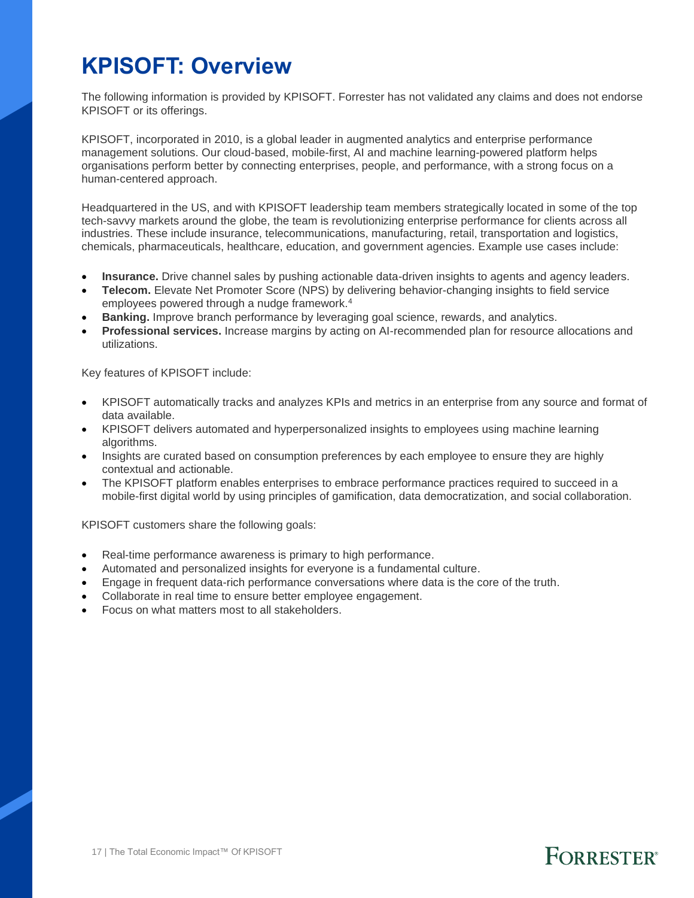# KPISOFT: Overview

The following information is provided by KPISOFT. Forrester has not validated any claims and does not endorse KPISOFT or its offerings.

KPISOFT, incorporated in 2010, is a global leader in augmented analytics and enterprise performance management solutions. Our cloud-based, mobile-first, AI and machine learning-powered platform helps organisations perform better by connecting enterprises, people, and performance, with a strong focus on a human-centered approach.

Headquartered in the US, and with KPISOFT leadership team members strategically located in some of the top tech-savvy markets around the globe, the team is revolutionizing enterprise performance for clients across all industries. These include insurance, telecommunications, manufacturing, retail, transportation and logistics, chemicals, pharmaceuticals, healthcare, education, and government agencies. Example use cases include:

- **Insurance.** Drive channel sales by pushing actionable data-driven insights to agents and agency leaders.
- **Telecom.** Elevate Net Promoter Score (NPS) by delivering behavior-changing insights to field service employees powered through a nudge framework.[4]
- **Banking.** Improve branch performance by leveraging goal science, rewards, and analytics.
- **Professional services.** Increase margins by acting on AI-recommended plan for resource allocations and utilizations.

Key features of KPISOFT include:

- KPISOFT automatically tracks and analyzes KPIs and metrics in an enterprise from any source and format of data available.
- KPISOFT delivers automated and hyperpersonalized insights to employees using machine learning algorithms.
- Insights are curated based on consumption preferences by each employee to ensure they are highly contextual and actionable.
- The KPISOFT platform enables enterprises to embrace performance practices required to succeed in a mobile-first digital world by using principles of gamification, data democratization, and social collaboration.

KPISOFT customers share the following goals:

- Real-time performance awareness is primary to high performance.
- Automated and personalized insights for everyone is a fundamental culture.
- Engage in frequent data-rich performance conversations where data is the core of the truth.
- Collaborate in real time to ensure better employee engagement.
- Focus on what matters most to all stakeholders.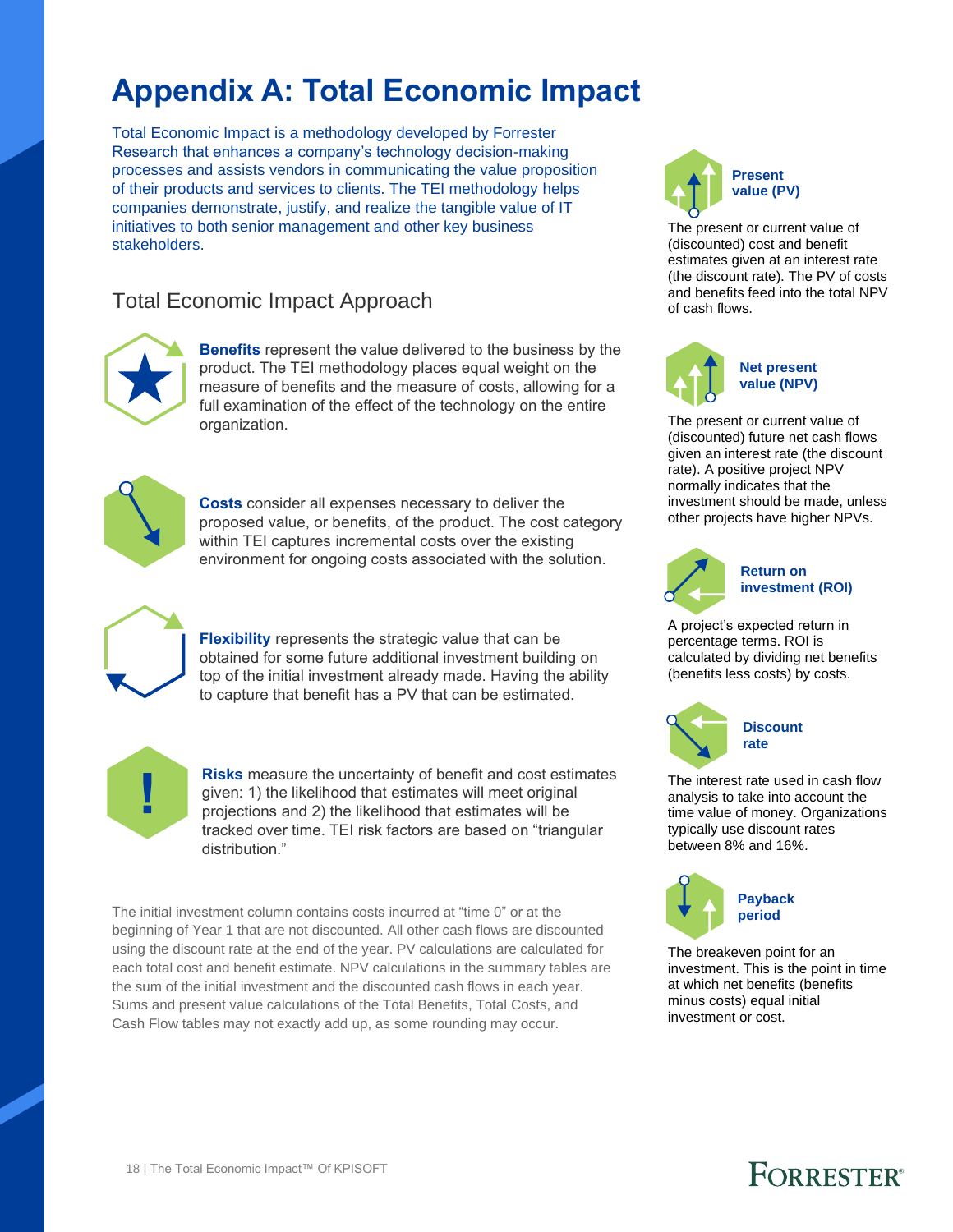# Appendix A: Total Economic Impact

Total Economic Impact is a methodology developed by Forrester Research that enhances a company's technology decision-making processes and assists vendors in communicating the value proposition of their products and services to clients. The TEI methodology helps companies demonstrate, justify, and realize the tangible value of IT initiatives to both senior management and other key business stakeholders.

## Total Economic Impact Approach

**Benefits** represent the value delivered to the business by the product. The TEI methodology places equal weight on the measure of benefits and the measure of costs, allowing for a full examination of the effect of the technology on the entire organization.

**Costs** consider all expenses necessary to deliver the proposed value, or benefits, of the product. The cost category within TEI captures incremental costs over the existing environment for ongoing costs associated with the solution.

**Flexibility** represents the strategic value that can be obtained for some future additional investment building on top of the initial investment already made. Having the ability to capture that benefit has a PV that can be estimated.

**Risks** measure the uncertainty of benefit and cost estimates given: 1) the likelihood that estimates will meet original projections and 2) the likelihood that estimates will be tracked over time. TEI risk factors are based on "triangular distribution."

The initial investment column contains costs incurred at "time 0" or at the beginning of Year 1 that are not discounted. All other cash flows are discounted using the discount rate at the end of the year. PV calculations are calculated for each total cost and benefit estimate. NPV calculations in the summary tables are the sum of the initial investment and the discounted cash flows in each year. Sums and present value calculations of the Total Benefits, Total Costs, and Cash Flow tables may not exactly add up, as some rounding may occur.

**Present value (PV)**

The present or current value of (discounted) cost and benefit estimates given at an interest rate (the discount rate). The PV of costs and benefits feed into the total NPV of cash flows.

**Net present value (NPV)**

The present or current value of (discounted) future net cash flows given an interest rate (the discount rate). A positive project NPV normally indicates that the investment should be made, unless other projects have higher NPVs.

**Return on investment (ROI)**

A project's expected return in percentage terms. ROI is calculated by dividing net benefits (benefits less costs) by costs.

**Discount rate**

The interest rate used in cash flow analysis to take into account the time value of money. Organizations typically use discount rates between 8% and 16%.

**Payback period**

The breakeven point for an investment. This is the point in time at which net benefits (benefits minus costs) equal initial investment or cost.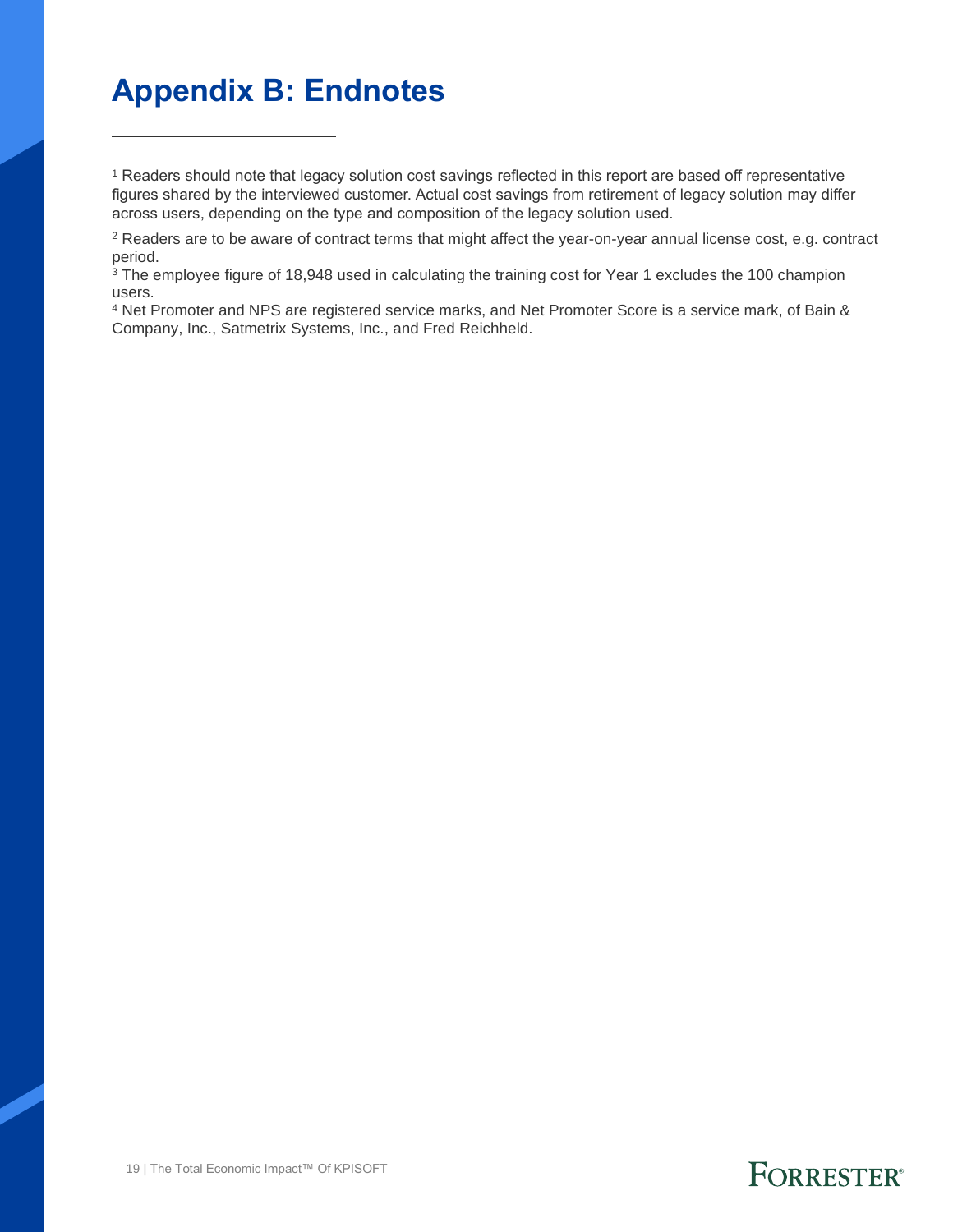# Appendix B: Endnotes

[1] Readers should note that legacy solution cost savings reflected in this report are based off representative figures shared by the interviewed customer. Actual cost savings from retirement of legacy solution may differ across users, depending on the type and composition of the legacy solution used.

[2] Readers are to be aware of contract terms that might affect the year-on-year annual license cost, e.g. contract period.

[3] The employee figure of 18,948 used in calculating the training cost for Year 1 excludes the 100 champion users.

[4] Net Promoter and NPS are registered service marks, and Net Promoter Score is a service mark, of Bain & Company, Inc., Satmetrix Systems, Inc., and Fred Reichheld.